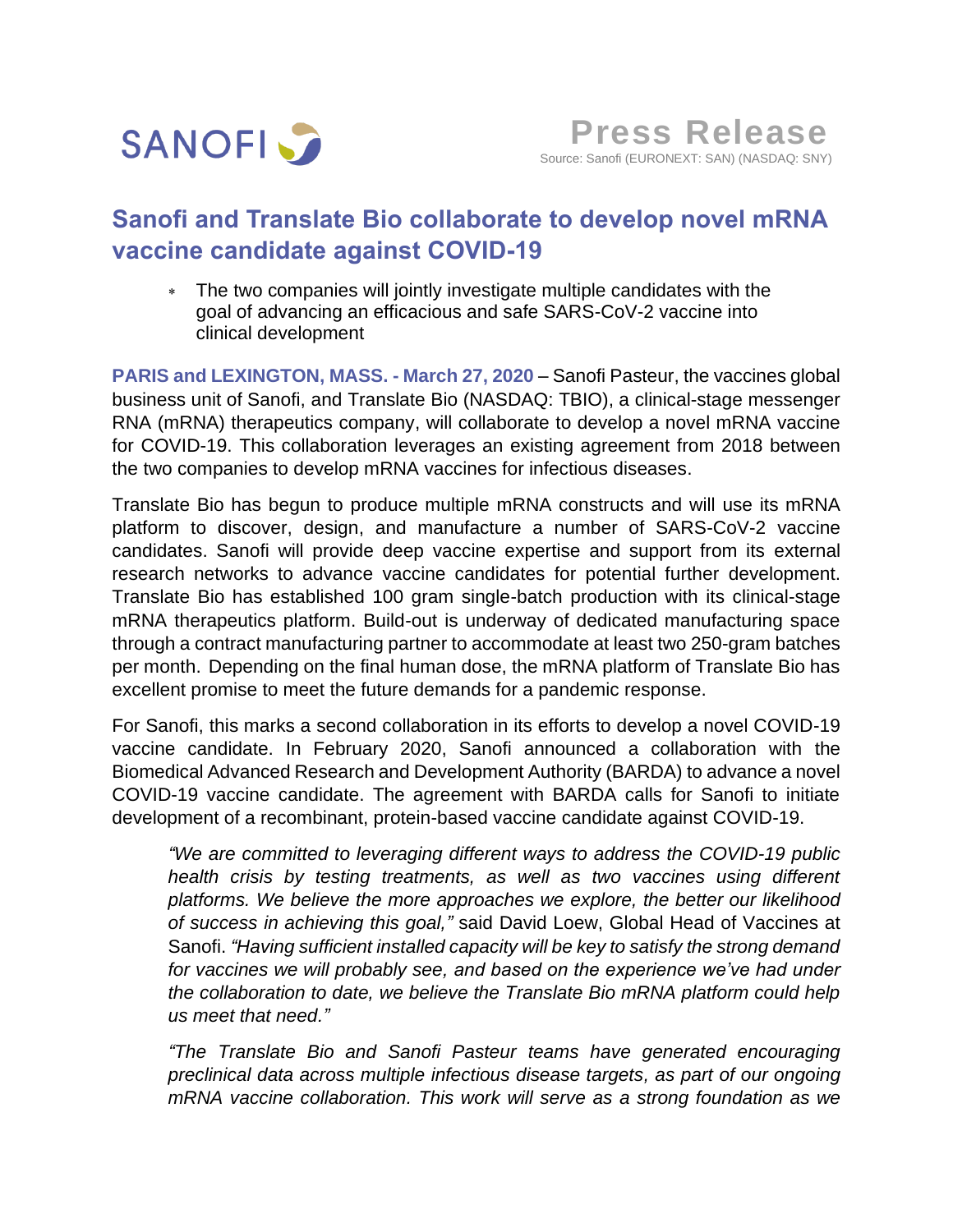SANOFI

**Press Release**
Source: Sanofi (EURONEXT: SAN) (NASDAQ: SNY)

# Sanofi and Translate Bio collaborate to develop novel mRNA vaccine candidate against COVID-19

* The two companies will jointly investigate multiple candidates with the goal of advancing an efficacious and safe SARS-CoV-2 vaccine into clinical development

**PARIS and LEXINGTON, MASS. - March 27, 2020** – Sanofi Pasteur, the vaccines global business unit of Sanofi, and Translate Bio (NASDAQ: TBIO), a clinical-stage messenger RNA (mRNA) therapeutics company, will collaborate to develop a novel mRNA vaccine for COVID-19. This collaboration leverages an existing agreement from 2018 between the two companies to develop mRNA vaccines for infectious diseases.

Translate Bio has begun to produce multiple mRNA constructs and will use its mRNA platform to discover, design, and manufacture a number of SARS-CoV-2 vaccine candidates. Sanofi will provide deep vaccine expertise and support from its external research networks to advance vaccine candidates for potential further development. Translate Bio has established 100 gram single-batch production with its clinical-stage mRNA therapeutics platform. Build-out is underway of dedicated manufacturing space through a contract manufacturing partner to accommodate at least two 250-gram batches per month. Depending on the final human dose, the mRNA platform of Translate Bio has excellent promise to meet the future demands for a pandemic response.

For Sanofi, this marks a second collaboration in its efforts to develop a novel COVID-19 vaccine candidate. In February 2020, Sanofi announced a collaboration with the Biomedical Advanced Research and Development Authority (BARDA) to advance a novel COVID-19 vaccine candidate. The agreement with BARDA calls for Sanofi to initiate development of a recombinant, protein-based vaccine candidate against COVID-19.

> *"We are committed to leveraging different ways to address the COVID-19 public health crisis by testing treatments, as well as two vaccines using different platforms. We believe the more approaches we explore, the better our likelihood of success in achieving this goal,"* said David Loew, Global Head of Vaccines at Sanofi. *"Having sufficient installed capacity will be key to satisfy the strong demand for vaccines we will probably see, and based on the experience we've had under the collaboration to date, we believe the Translate Bio mRNA platform could help us meet that need."*

> *"The Translate Bio and Sanofi Pasteur teams have generated encouraging preclinical data across multiple infectious disease targets, as part of our ongoing mRNA vaccine collaboration. This work will serve as a strong foundation as we*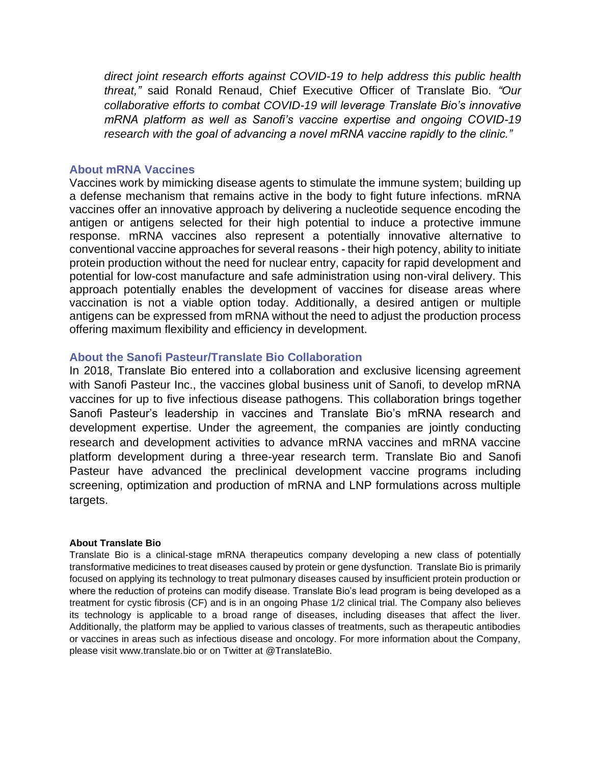*direct joint research efforts against COVID-19 to help address this public health threat,"* said Ronald Renaud, Chief Executive Officer of Translate Bio. *"Our collaborative efforts to combat COVID-19 will leverage Translate Bio's innovative mRNA platform as well as Sanofi's vaccine expertise and ongoing COVID-19 research with the goal of advancing a novel mRNA vaccine rapidly to the clinic."*

## About mRNA Vaccines

Vaccines work by mimicking disease agents to stimulate the immune system; building up a defense mechanism that remains active in the body to fight future infections. mRNA vaccines offer an innovative approach by delivering a nucleotide sequence encoding the antigen or antigens selected for their high potential to induce a protective immune response. mRNA vaccines also represent a potentially innovative alternative to conventional vaccine approaches for several reasons - their high potency, ability to initiate protein production without the need for nuclear entry, capacity for rapid development and potential for low-cost manufacture and safe administration using non-viral delivery. This approach potentially enables the development of vaccines for disease areas where vaccination is not a viable option today. Additionally, a desired antigen or multiple antigens can be expressed from mRNA without the need to adjust the production process offering maximum flexibility and efficiency in development.

## About the Sanofi Pasteur/Translate Bio Collaboration

In 2018, Translate Bio entered into a collaboration and exclusive licensing agreement with Sanofi Pasteur Inc., the vaccines global business unit of Sanofi, to develop mRNA vaccines for up to five infectious disease pathogens. This collaboration brings together Sanofi Pasteur's leadership in vaccines and Translate Bio's mRNA research and development expertise. Under the agreement, the companies are jointly conducting research and development activities to advance mRNA vaccines and mRNA vaccine platform development during a three-year research term. Translate Bio and Sanofi Pasteur have advanced the preclinical development vaccine programs including screening, optimization and production of mRNA and LNP formulations across multiple targets.

**About Translate Bio**

Translate Bio is a clinical-stage mRNA therapeutics company developing a new class of potentially transformative medicines to treat diseases caused by protein or gene dysfunction. Translate Bio is primarily focused on applying its technology to treat pulmonary diseases caused by insufficient protein production or where the reduction of proteins can modify disease. Translate Bio's lead program is being developed as a treatment for cystic fibrosis (CF) and is in an ongoing Phase 1/2 clinical trial. The Company also believes its technology is applicable to a broad range of diseases, including diseases that affect the liver. Additionally, the platform may be applied to various classes of treatments, such as therapeutic antibodies or vaccines in areas such as infectious disease and oncology. For more information about the Company, please visit www.translate.bio or on Twitter at @TranslateBio.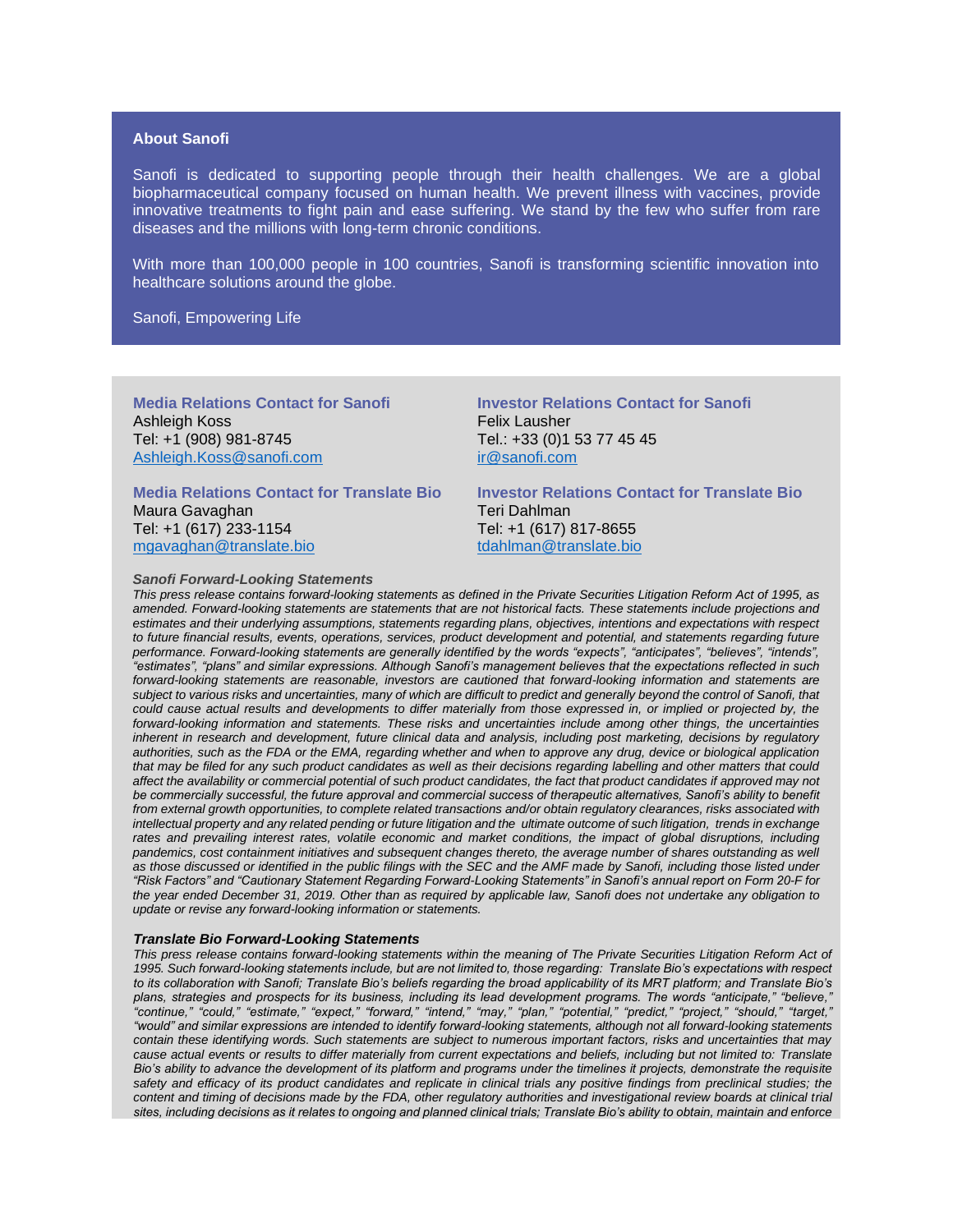## About Sanofi

Sanofi is dedicated to supporting people through their health challenges. We are a global biopharmaceutical company focused on human health. We prevent illness with vaccines, provide innovative treatments to fight pain and ease suffering. We stand by the few who suffer from rare diseases and the millions with long-term chronic conditions.

With more than 100,000 people in 100 countries, Sanofi is transforming scientific innovation into healthcare solutions around the globe.

Sanofi, Empowering Life

**Media Relations Contact for Sanofi**
Ashleigh Koss
Tel: +1 (908) 981-8745
Ashleigh.Koss@sanofi.com

**Investor Relations Contact for Sanofi**
Felix Lausher
Tel.: +33 (0)1 53 77 45 45
ir@sanofi.com

**Media Relations Contact for Translate Bio**
Maura Gavaghan
Tel: +1 (617) 233-1154
mgavaghan@translate.bio

**Investor Relations Contact for Translate Bio**
Teri Dahlman
Tel: +1 (617) 817-8655
tdahlman@translate.bio

***Sanofi Forward-Looking Statements***

*This press release contains forward-looking statements as defined in the Private Securities Litigation Reform Act of 1995, as amended. Forward-looking statements are statements that are not historical facts. These statements include projections and estimates and their underlying assumptions, statements regarding plans, objectives, intentions and expectations with respect to future financial results, events, operations, services, product development and potential, and statements regarding future performance. Forward-looking statements are generally identified by the words "expects", "anticipates", "believes", "intends", "estimates", "plans" and similar expressions. Although Sanofi's management believes that the expectations reflected in such forward-looking statements are reasonable, investors are cautioned that forward-looking information and statements are subject to various risks and uncertainties, many of which are difficult to predict and generally beyond the control of Sanofi, that could cause actual results and developments to differ materially from those expressed in, or implied or projected by, the forward-looking information and statements. These risks and uncertainties include among other things, the uncertainties inherent in research and development, future clinical data and analysis, including post marketing, decisions by regulatory authorities, such as the FDA or the EMA, regarding whether and when to approve any drug, device or biological application that may be filed for any such product candidates as well as their decisions regarding labelling and other matters that could affect the availability or commercial potential of such product candidates, the fact that product candidates if approved may not be commercially successful, the future approval and commercial success of therapeutic alternatives, Sanofi's ability to benefit from external growth opportunities, to complete related transactions and/or obtain regulatory clearances, risks associated with intellectual property and any related pending or future litigation and the ultimate outcome of such litigation, trends in exchange rates and prevailing interest rates, volatile economic and market conditions, the impact of global disruptions, including pandemics, cost containment initiatives and subsequent changes thereto, the average number of shares outstanding as well as those discussed or identified in the public filings with the SEC and the AMF made by Sanofi, including those listed under "Risk Factors" and "Cautionary Statement Regarding Forward-Looking Statements" in Sanofi's annual report on Form 20-F for the year ended December 31, 2019. Other than as required by applicable law, Sanofi does not undertake any obligation to update or revise any forward-looking information or statements.*

***Translate Bio Forward-Looking Statements***

*This press release contains forward-looking statements within the meaning of The Private Securities Litigation Reform Act of 1995. Such forward-looking statements include, but are not limited to, those regarding: Translate Bio's expectations with respect to its collaboration with Sanofi; Translate Bio's beliefs regarding the broad applicability of its MRT platform; and Translate Bio's plans, strategies and prospects for its business, including its lead development programs. The words "anticipate," "believe," "continue," "could," "estimate," "expect," "forward," "intend," "may," "plan," "potential," "predict," "project," "should," "target," "would" and similar expressions are intended to identify forward-looking statements, although not all forward-looking statements contain these identifying words. Such statements are subject to numerous important factors, risks and uncertainties that may cause actual events or results to differ materially from current expectations and beliefs, including but not limited to: Translate Bio's ability to advance the development of its platform and programs under the timelines it projects, demonstrate the requisite safety and efficacy of its product candidates and replicate in clinical trials any positive findings from preclinical studies; the content and timing of decisions made by the FDA, other regulatory authorities and investigational review boards at clinical trial sites, including decisions as it relates to ongoing and planned clinical trials; Translate Bio's ability to obtain, maintain and enforce*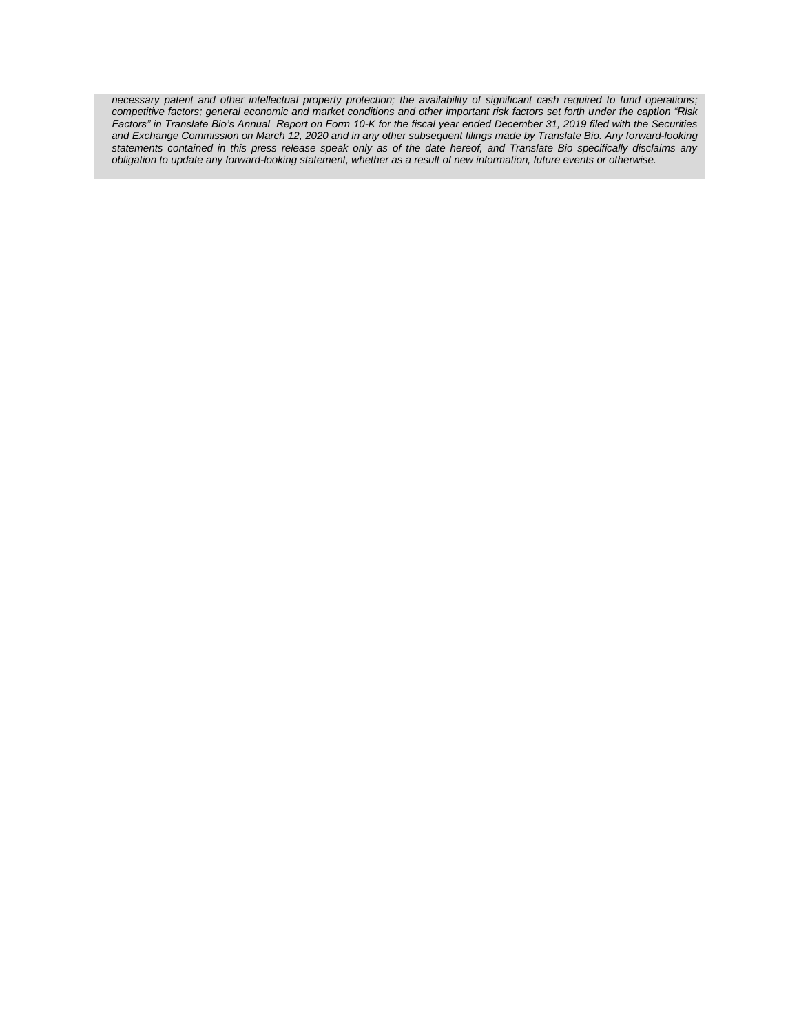*necessary patent and other intellectual property protection; the availability of significant cash required to fund operations; competitive factors; general economic and market conditions and other important risk factors set forth under the caption "Risk Factors" in Translate Bio's Annual Report on Form 10-K for the fiscal year ended December 31, 2019 filed with the Securities and Exchange Commission on March 12, 2020 and in any other subsequent filings made by Translate Bio. Any forward-looking statements contained in this press release speak only as of the date hereof, and Translate Bio specifically disclaims any obligation to update any forward-looking statement, whether as a result of new information, future events or otherwise.*